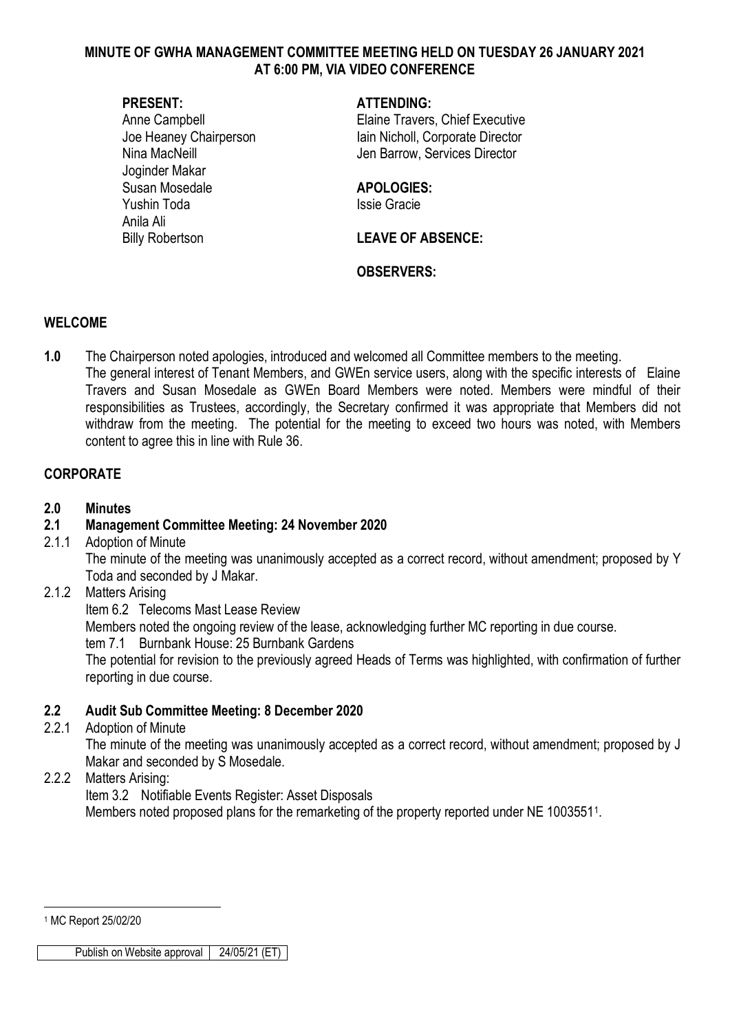# MINUTE OF GWHA MANAGEMENT COMMITTEE MEETING HELD ON TUESDAY 26 JANUARY 2021 AT 6:00 PM, VIA VIDEO CONFERENCE

**PRESENT:**
Anne Campbell
Joe Heaney Chairperson
Nina MacNeill
Joginder Makar
Susan Mosedale
Yushin Toda
Anila Ali
Billy Robertson

**ATTENDING:**
Elaine Travers, Chief Executive
Iain Nicholl, Corporate Director
Jen Barrow, Services Director

**APOLOGIES:**
Issie Gracie

**LEAVE OF ABSENCE:**

**OBSERVERS:**

## WELCOME

**1.0** The Chairperson noted apologies, introduced and welcomed all Committee members to the meeting. The general interest of Tenant Members, and GWEn service users, along with the specific interests of Elaine Travers and Susan Mosedale as GWEn Board Members were noted. Members were mindful of their responsibilities as Trustees, accordingly, the Secretary confirmed it was appropriate that Members did not withdraw from the meeting. The potential for the meeting to exceed two hours was noted, with Members content to agree this in line with Rule 36.

## CORPORATE

### 2.0 Minutes

### 2.1 Management Committee Meeting: 24 November 2020

2.1.1 Adoption of Minute

The minute of the meeting was unanimously accepted as a correct record, without amendment; proposed by Y Toda and seconded by J Makar.

2.1.2 Matters Arising

Item 6.2 Telecoms Mast Lease Review

Members noted the ongoing review of the lease, acknowledging further MC reporting in due course.

tem 7.1 Burnbank House: 25 Burnbank Gardens

The potential for revision to the previously agreed Heads of Terms was highlighted, with confirmation of further reporting in due course.

### 2.2 Audit Sub Committee Meeting: 8 December 2020

2.2.1 Adoption of Minute

The minute of the meeting was unanimously accepted as a correct record, without amendment; proposed by J Makar and seconded by S Mosedale.

2.2.2 Matters Arising:

Item 3.2 Notifiable Events Register: Asset Disposals

Members noted proposed plans for the remarketing of the property reported under NE 1003551[1].

[1] MC Report 25/02/20

| Publish on Website approval | 24/05/21 (ET) |
|---|---|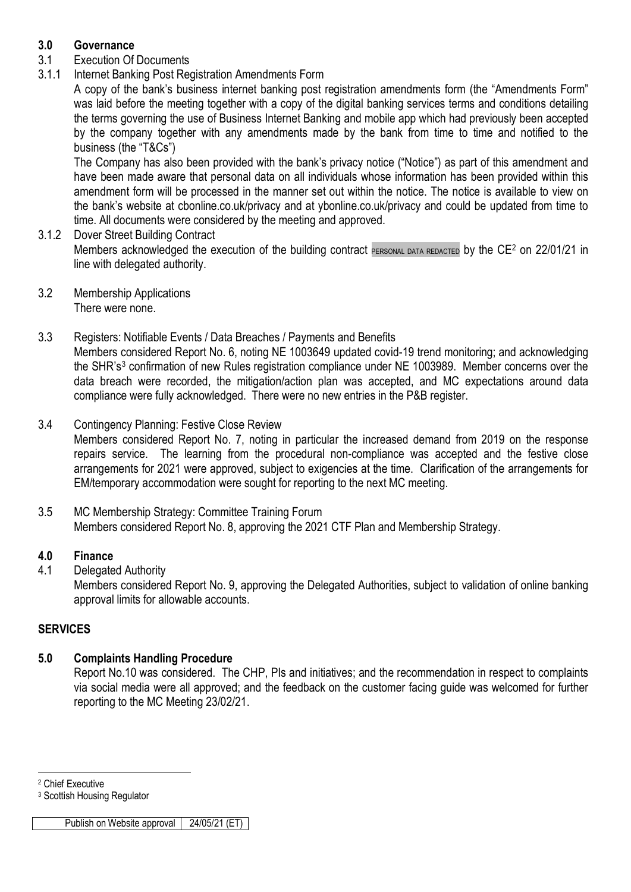## 3.0 Governance

3.1 Execution Of Documents

3.1.1 Internet Banking Post Registration Amendments Form

A copy of the bank's business internet banking post registration amendments form (the "Amendments Form" was laid before the meeting together with a copy of the digital banking services terms and conditions detailing the terms governing the use of Business Internet Banking and mobile app which had previously been accepted by the company together with any amendments made by the bank from time to time and notified to the business (the "T&Cs")

The Company has also been provided with the bank's privacy notice ("Notice") as part of this amendment and have been made aware that personal data on all individuals whose information has been provided within this amendment form will be processed in the manner set out within the notice. The notice is available to view on the bank's website at cbonline.co.uk/privacy and at ybonline.co.uk/privacy and could be updated from time to time. All documents were considered by the meeting and approved.

3.1.2 Dover Street Building Contract

Members acknowledged the execution of the building contract PERSONAL DATA REDACTED by the CE[2] on 22/01/21 in line with delegated authority.

3.2 Membership Applications

There were none.

3.3 Registers: Notifiable Events / Data Breaches / Payments and Benefits

Members considered Report No. 6, noting NE 1003649 updated covid-19 trend monitoring; and acknowledging the SHR's[3] confirmation of new Rules registration compliance under NE 1003989. Member concerns over the data breach were recorded, the mitigation/action plan was accepted, and MC expectations around data compliance were fully acknowledged. There were no new entries in the P&B register.

3.4 Contingency Planning: Festive Close Review

Members considered Report No. 7, noting in particular the increased demand from 2019 on the response repairs service. The learning from the procedural non-compliance was accepted and the festive close arrangements for 2021 were approved, subject to exigencies at the time. Clarification of the arrangements for EM/temporary accommodation were sought for reporting to the next MC meeting.

3.5 MC Membership Strategy: Committee Training Forum

Members considered Report No. 8, approving the 2021 CTF Plan and Membership Strategy.

## 4.0 Finance

4.1 Delegated Authority

Members considered Report No. 9, approving the Delegated Authorities, subject to validation of online banking approval limits for allowable accounts.

## SERVICES

## 5.0 Complaints Handling Procedure

Report No.10 was considered. The CHP, PIs and initiatives; and the recommendation in respect to complaints via social media were all approved; and the feedback on the customer facing guide was welcomed for further reporting to the MC Meeting 23/02/21.

---

[2] Chief Executive

[3] Scottish Housing Regulator

| Publish on Website approval | 24/05/21 (ET) |
|---|---|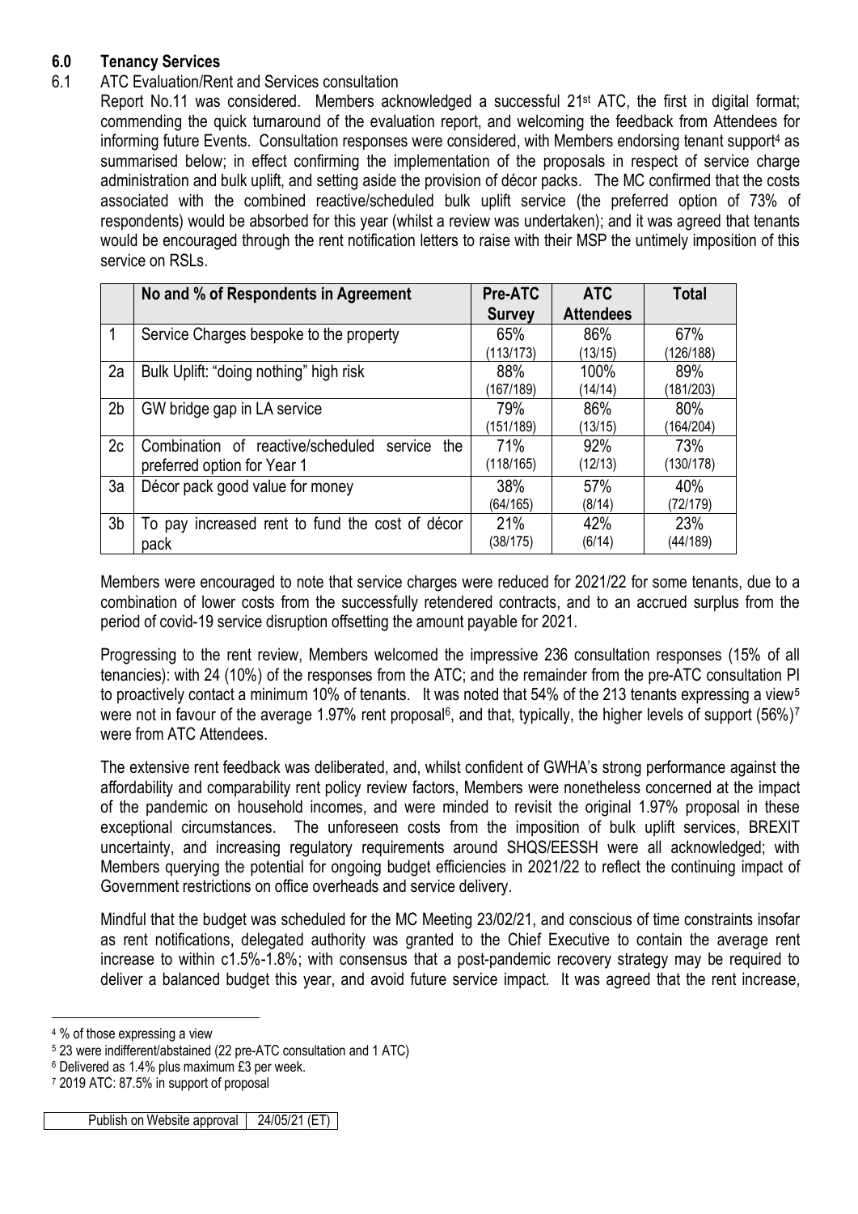## 6.0 Tenancy Services

### 6.1 ATC Evaluation/Rent and Services consultation

Report No.11 was considered. Members acknowledged a successful 21st ATC, the first in digital format; commending the quick turnaround of the evaluation report, and welcoming the feedback from Attendees for informing future Events. Consultation responses were considered, with Members endorsing tenant support[4] as summarised below; in effect confirming the implementation of the proposals in respect of service charge administration and bulk uplift, and setting aside the provision of décor packs. The MC confirmed that the costs associated with the combined reactive/scheduled bulk uplift service (the preferred option of 73% of respondents) would be absorbed for this year (whilst a review was undertaken); and it was agreed that tenants would be encouraged through the rent notification letters to raise with their MSP the untimely imposition of this service on RSLs.

| | No and % of Respondents in Agreement | Pre-ATC Survey | ATC Attendees | Total |
|---|---|---|---|---|
| 1 | Service Charges bespoke to the property | 65% (113/173) | 86% (13/15) | 67% (126/188) |
| 2a | Bulk Uplift: "doing nothing" high risk | 88% (167/189) | 100% (14/14) | 89% (181/203) |
| 2b | GW bridge gap in LA service | 79% (151/189) | 86% (13/15) | 80% (164/204) |
| 2c | Combination of reactive/scheduled service the preferred option for Year 1 | 71% (118/165) | 92% (12/13) | 73% (130/178) |
| 3a | Décor pack good value for money | 38% (64/165) | 57% (8/14) | 40% (72/179) |
| 3b | To pay increased rent to fund the cost of décor pack | 21% (38/175) | 42% (6/14) | 23% (44/189) |

Members were encouraged to note that service charges were reduced for 2021/22 for some tenants, due to a combination of lower costs from the successfully retendered contracts, and to an accrued surplus from the period of covid-19 service disruption offsetting the amount payable for 2021.

Progressing to the rent review, Members welcomed the impressive 236 consultation responses (15% of all tenancies): with 24 (10%) of the responses from the ATC; and the remainder from the pre-ATC consultation PI to proactively contact a minimum 10% of tenants. It was noted that 54% of the 213 tenants expressing a view[5] were not in favour of the average 1.97% rent proposal[6], and that, typically, the higher levels of support (56%)[7] were from ATC Attendees.

The extensive rent feedback was deliberated, and, whilst confident of GWHA's strong performance against the affordability and comparability rent policy review factors, Members were nonetheless concerned at the impact of the pandemic on household incomes, and were minded to revisit the original 1.97% proposal in these exceptional circumstances. The unforeseen costs from the imposition of bulk uplift services, BREXIT uncertainty, and increasing regulatory requirements around SHQS/EESSH were all acknowledged; with Members querying the potential for ongoing budget efficiencies in 2021/22 to reflect the continuing impact of Government restrictions on office overheads and service delivery.

Mindful that the budget was scheduled for the MC Meeting 23/02/21, and conscious of time constraints insofar as rent notifications, delegated authority was granted to the Chief Executive to contain the average rent increase to within c1.5%-1.8%; with consensus that a post-pandemic recovery strategy may be required to deliver a balanced budget this year, and avoid future service impact. It was agreed that the rent increase,

---

[4] % of those expressing a view

[5] 23 were indifferent/abstained (22 pre-ATC consultation and 1 ATC)

[6] Delivered as 1.4% plus maximum £3 per week.

[7] 2019 ATC: 87.5% in support of proposal

| Publish on Website approval | 24/05/21 (ET) |
|---|---|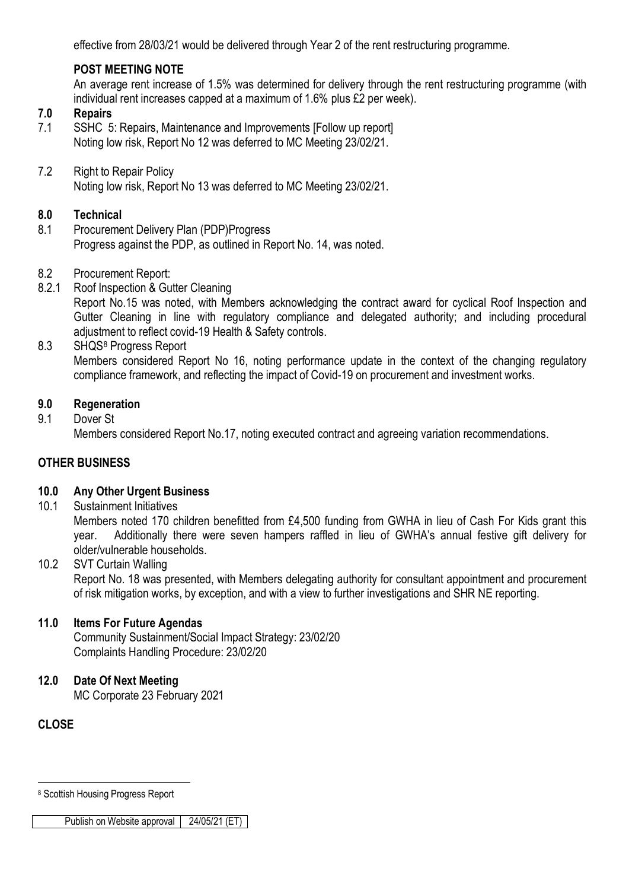effective from 28/03/21 would be delivered through Year 2 of the rent restructuring programme.

**POST MEETING NOTE**

An average rent increase of 1.5% was determined for delivery through the rent restructuring programme (with individual rent increases capped at a maximum of 1.6% plus £2 per week).

## 7.0 Repairs

7.1 SSHC 5: Repairs, Maintenance and Improvements [Follow up report]
Noting low risk, Report No 12 was deferred to MC Meeting 23/02/21.

7.2 Right to Repair Policy
Noting low risk, Report No 13 was deferred to MC Meeting 23/02/21.

## 8.0 Technical

8.1 Procurement Delivery Plan (PDP)Progress
Progress against the PDP, as outlined in Report No. 14, was noted.

8.2 Procurement Report:

8.2.1 Roof Inspection & Gutter Cleaning
Report No.15 was noted, with Members acknowledging the contract award for cyclical Roof Inspection and Gutter Cleaning in line with regulatory compliance and delegated authority; and including procedural adjustment to reflect covid-19 Health & Safety controls.

8.3 SHQS[8] Progress Report
Members considered Report No 16, noting performance update in the context of the changing regulatory compliance framework, and reflecting the impact of Covid-19 on procurement and investment works.

## 9.0 Regeneration

9.1 Dover St
Members considered Report No.17, noting executed contract and agreeing variation recommendations.

## OTHER BUSINESS

## 10.0 Any Other Urgent Business

10.1 Sustainment Initiatives
Members noted 170 children benefitted from £4,500 funding from GWHA in lieu of Cash For Kids grant this year. Additionally there were seven hampers raffled in lieu of GWHA's annual festive gift delivery for older/vulnerable households.

10.2 SVT Curtain Walling
Report No. 18 was presented, with Members delegating authority for consultant appointment and procurement of risk mitigation works, by exception, and with a view to further investigations and SHR NE reporting.

## 11.0 Items For Future Agendas

Community Sustainment/Social Impact Strategy: 23/02/20
Complaints Handling Procedure: 23/02/20

## 12.0 Date Of Next Meeting

MC Corporate 23 February 2021

## CLOSE

---

[8] Scottish Housing Progress Report

| Publish on Website approval | 24/05/21 (ET) |
|---|---|